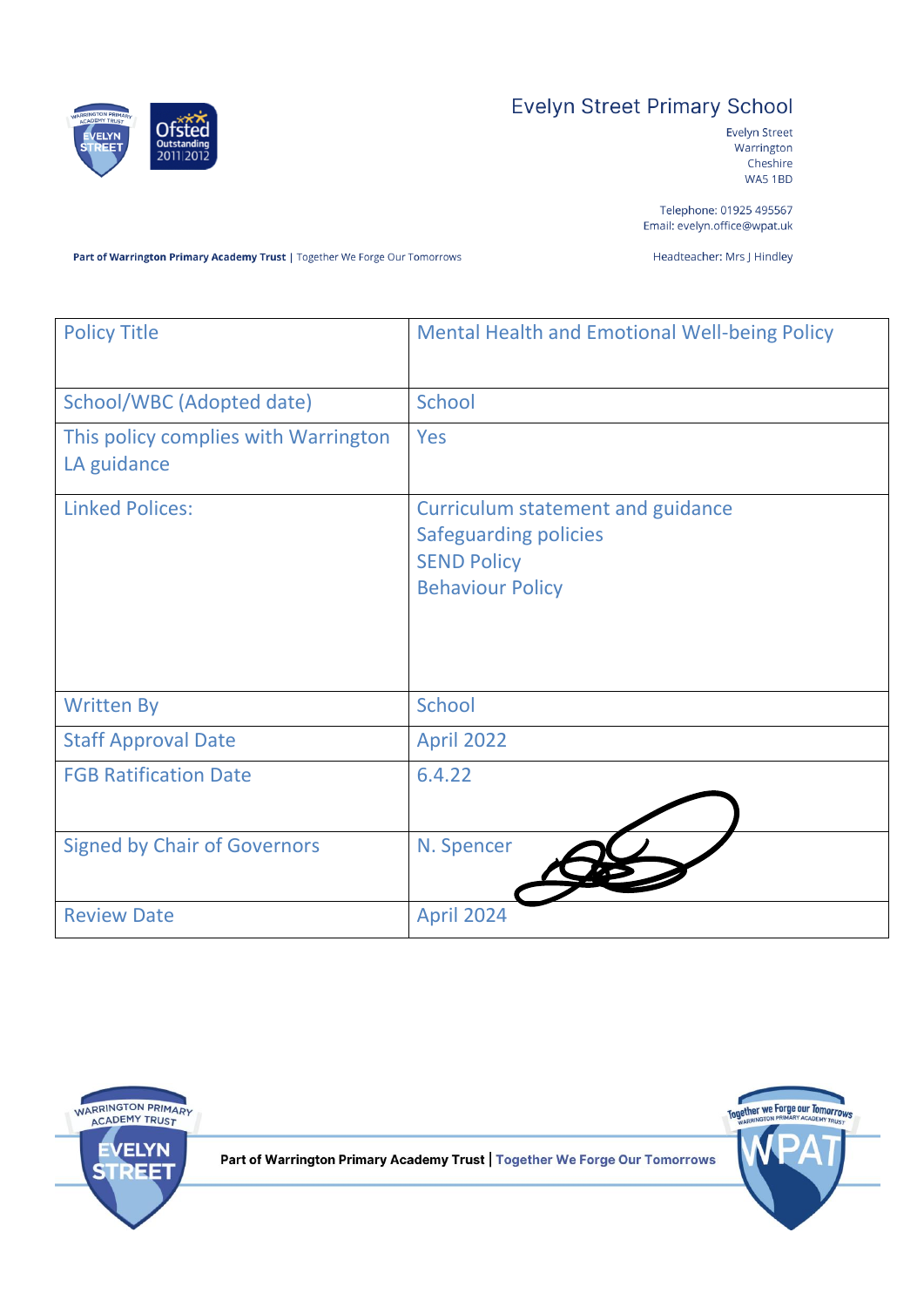# Evelyn Street Primary School

Evelyn Street
Warrington
Cheshire
WA5 1BD

Telephone: 01925 495567
Email: evelyn.office@wpat.uk

**Part of Warrington Primary Academy Trust** | Together We Forge Our Tomorrows

Headteacher: Mrs J Hindley

| Policy Title | Mental Health and Emotional Well-being Policy |
|---|---|
| School/WBC (Adopted date) | School |
| This policy complies with Warrington LA guidance | Yes |
| Linked Polices: | Curriculum statement and guidance<br>Safeguarding policies<br>SEND Policy<br>Behaviour Policy |
| Written By | School |
| Staff Approval Date | April 2022 |
| FGB Ratification Date | 6.4.22 |
| Signed by Chair of Governors | N. Spencer |
| Review Date | April 2024 |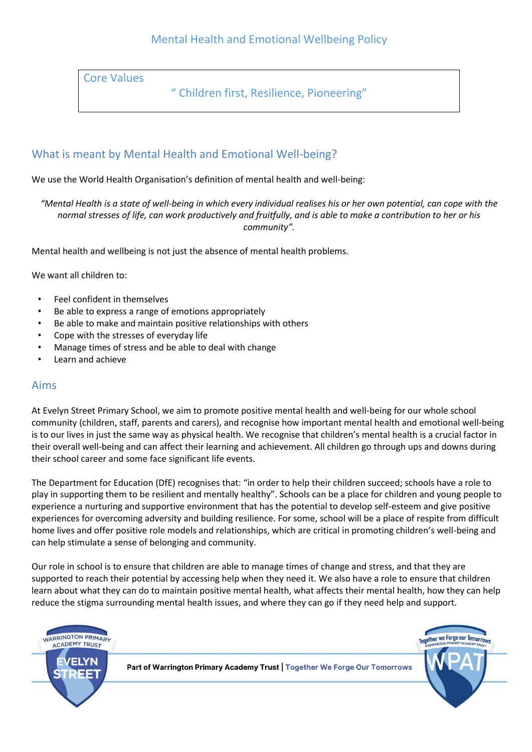# Mental Health and Emotional Wellbeing Policy

Core Values

" Children first, Resilience, Pioneering"

## What is meant by Mental Health and Emotional Well-being?

We use the World Health Organisation's definition of mental health and well-being:

*"Mental Health is a state of well-being in which every individual realises his or her own potential, can cope with the normal stresses of life, can work productively and fruitfully, and is able to make a contribution to her or his community".*

Mental health and wellbeing is not just the absence of mental health problems.

We want all children to:

- Feel confident in themselves
- Be able to express a range of emotions appropriately
- Be able to make and maintain positive relationships with others
- Cope with the stresses of everyday life
- Manage times of stress and be able to deal with change
- Learn and achieve

## Aims

At Evelyn Street Primary School, we aim to promote positive mental health and well-being for our whole school community (children, staff, parents and carers), and recognise how important mental health and emotional well-being is to our lives in just the same way as physical health. We recognise that children's mental health is a crucial factor in their overall well-being and can affect their learning and achievement. All children go through ups and downs during their school career and some face significant life events.

The Department for Education (DfE) recognises that: "in order to help their children succeed; schools have a role to play in supporting them to be resilient and mentally healthy". Schools can be a place for children and young people to experience a nurturing and supportive environment that has the potential to develop self-esteem and give positive experiences for overcoming adversity and building resilience. For some, school will be a place of respite from difficult home lives and offer positive role models and relationships, which are critical in promoting children's well-being and can help stimulate a sense of belonging and community.

Our role in school is to ensure that children are able to manage times of change and stress, and that they are supported to reach their potential by accessing help when they need it. We also have a role to ensure that children learn about what they can do to maintain positive mental health, what affects their mental health, how they can help reduce the stigma surrounding mental health issues, and where they can go if they need help and support.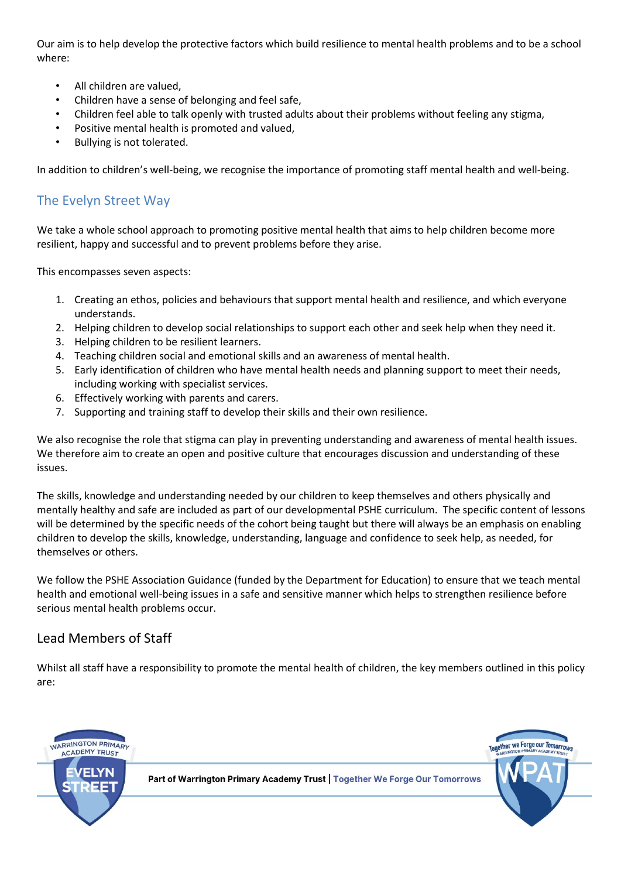Our aim is to help develop the protective factors which build resilience to mental health problems and to be a school where:

- All children are valued,
- Children have a sense of belonging and feel safe,
- Children feel able to talk openly with trusted adults about their problems without feeling any stigma,
- Positive mental health is promoted and valued,
- Bullying is not tolerated.

In addition to children's well-being, we recognise the importance of promoting staff mental health and well-being.

## The Evelyn Street Way

We take a whole school approach to promoting positive mental health that aims to help children become more resilient, happy and successful and to prevent problems before they arise.

This encompasses seven aspects:

1. Creating an ethos, policies and behaviours that support mental health and resilience, and which everyone understands.
2. Helping children to develop social relationships to support each other and seek help when they need it.
3. Helping children to be resilient learners.
4. Teaching children social and emotional skills and an awareness of mental health.
5. Early identification of children who have mental health needs and planning support to meet their needs, including working with specialist services.
6. Effectively working with parents and carers.
7. Supporting and training staff to develop their skills and their own resilience.

We also recognise the role that stigma can play in preventing understanding and awareness of mental health issues. We therefore aim to create an open and positive culture that encourages discussion and understanding of these issues.

The skills, knowledge and understanding needed by our children to keep themselves and others physically and mentally healthy and safe are included as part of our developmental PSHE curriculum. The specific content of lessons will be determined by the specific needs of the cohort being taught but there will always be an emphasis on enabling children to develop the skills, knowledge, understanding, language and confidence to seek help, as needed, for themselves or others.

We follow the PSHE Association Guidance (funded by the Department for Education) to ensure that we teach mental health and emotional well-being issues in a safe and sensitive manner which helps to strengthen resilience before serious mental health problems occur.

## Lead Members of Staff

Whilst all staff have a responsibility to promote the mental health of children, the key members outlined in this policy are: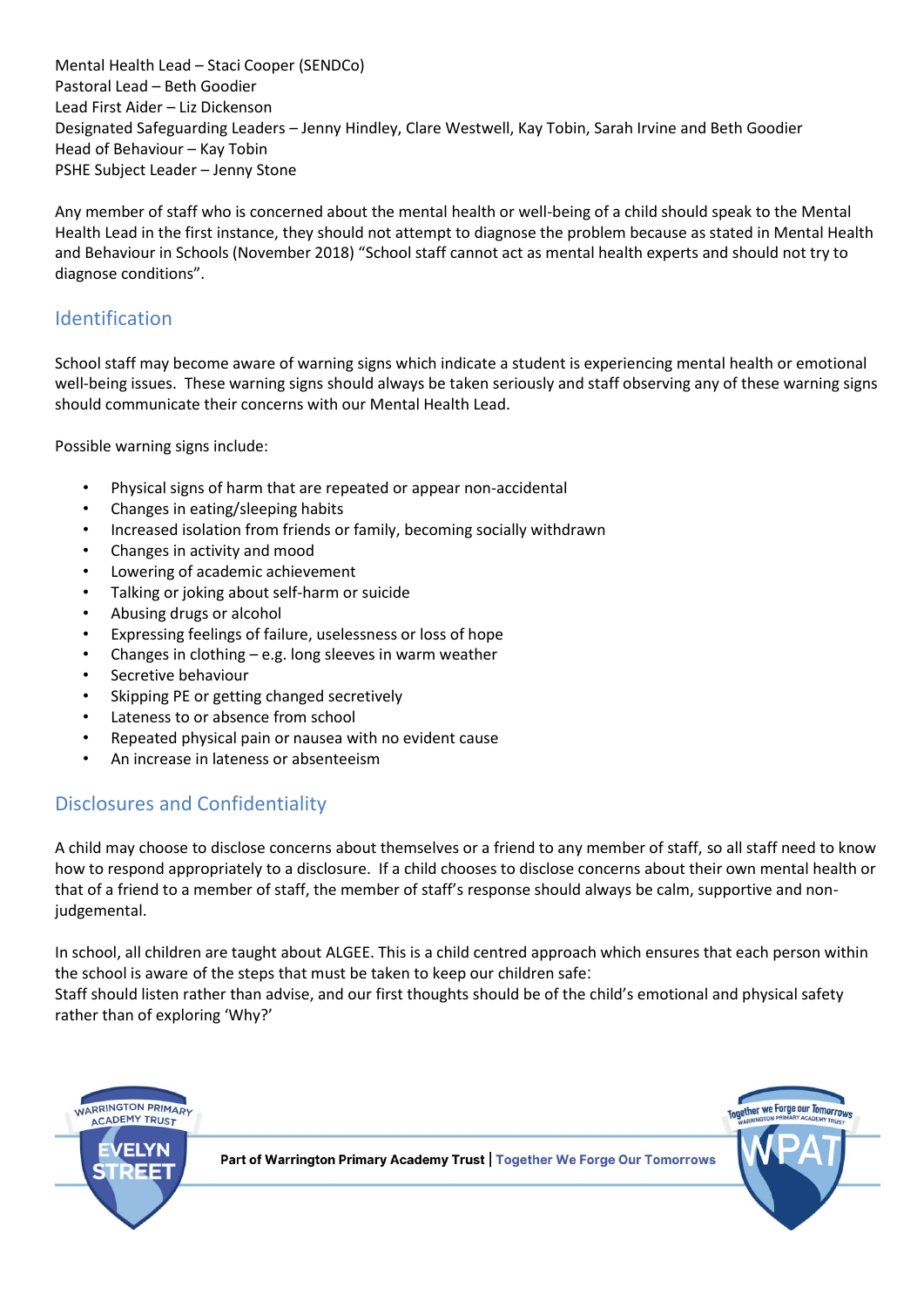Mental Health Lead – Staci Cooper (SENDCo)
Pastoral Lead – Beth Goodier
Lead First Aider – Liz Dickenson
Designated Safeguarding Leaders – Jenny Hindley, Clare Westwell, Kay Tobin, Sarah Irvine and Beth Goodier
Head of Behaviour – Kay Tobin
PSHE Subject Leader – Jenny Stone

Any member of staff who is concerned about the mental health or well-being of a child should speak to the Mental Health Lead in the first instance, they should not attempt to diagnose the problem because as stated in Mental Health and Behaviour in Schools (November 2018) "School staff cannot act as mental health experts and should not try to diagnose conditions".

## Identification

School staff may become aware of warning signs which indicate a student is experiencing mental health or emotional well-being issues. These warning signs should always be taken seriously and staff observing any of these warning signs should communicate their concerns with our Mental Health Lead.

Possible warning signs include:

- Physical signs of harm that are repeated or appear non-accidental
- Changes in eating/sleeping habits
- Increased isolation from friends or family, becoming socially withdrawn
- Changes in activity and mood
- Lowering of academic achievement
- Talking or joking about self-harm or suicide
- Abusing drugs or alcohol
- Expressing feelings of failure, uselessness or loss of hope
- Changes in clothing – e.g. long sleeves in warm weather
- Secretive behaviour
- Skipping PE or getting changed secretively
- Lateness to or absence from school
- Repeated physical pain or nausea with no evident cause
- An increase in lateness or absenteeism

## Disclosures and Confidentiality

A child may choose to disclose concerns about themselves or a friend to any member of staff, so all staff need to know how to respond appropriately to a disclosure. If a child chooses to disclose concerns about their own mental health or that of a friend to a member of staff, the member of staff's response should always be calm, supportive and non-judgemental.

In school, all children are taught about ALGEE. This is a child centred approach which ensures that each person within the school is aware of the steps that must be taken to keep our children safe:
Staff should listen rather than advise, and our first thoughts should be of the child's emotional and physical safety rather than of exploring 'Why?'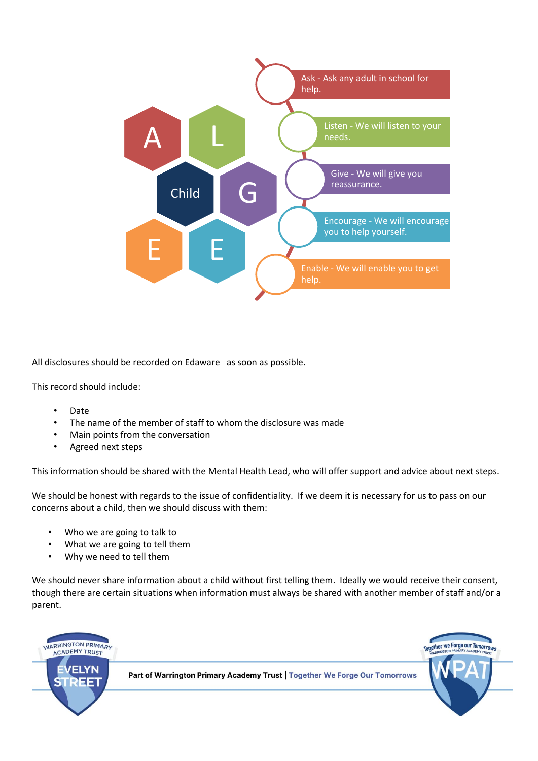A L Child G E E

- Ask - Ask any adult in school for help.
- Listen - We will listen to your needs.
- Give - We will give you reassurance.
- Encourage - We will encourage you to help yourself.
- Enable - We will enable you to get help.

All disclosures should be recorded on Edaware as soon as possible.

This record should include:

- Date
- The name of the member of staff to whom the disclosure was made
- Main points from the conversation
- Agreed next steps

This information should be shared with the Mental Health Lead, who will offer support and advice about next steps.

We should be honest with regards to the issue of confidentiality. If we deem it is necessary for us to pass on our concerns about a child, then we should discuss with them:

- Who we are going to talk to
- What we are going to tell them
- Why we need to tell them

We should never share information about a child without first telling them. Ideally we would receive their consent, though there are certain situations when information must always be shared with another member of staff and/or a parent.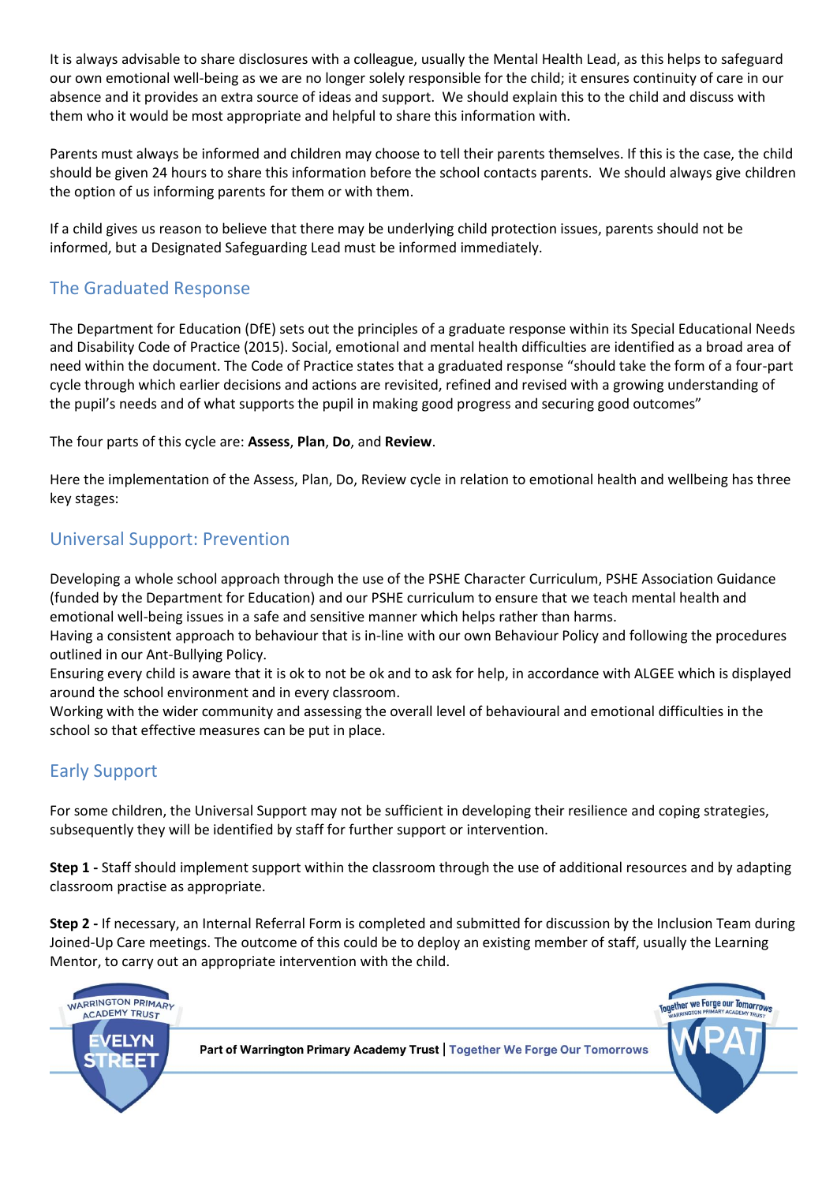It is always advisable to share disclosures with a colleague, usually the Mental Health Lead, as this helps to safeguard our own emotional well-being as we are no longer solely responsible for the child; it ensures continuity of care in our absence and it provides an extra source of ideas and support. We should explain this to the child and discuss with them who it would be most appropriate and helpful to share this information with.

Parents must always be informed and children may choose to tell their parents themselves. If this is the case, the child should be given 24 hours to share this information before the school contacts parents. We should always give children the option of us informing parents for them or with them.

If a child gives us reason to believe that there may be underlying child protection issues, parents should not be informed, but a Designated Safeguarding Lead must be informed immediately.

## The Graduated Response

The Department for Education (DfE) sets out the principles of a graduate response within its Special Educational Needs and Disability Code of Practice (2015). Social, emotional and mental health difficulties are identified as a broad area of need within the document. The Code of Practice states that a graduated response "should take the form of a four-part cycle through which earlier decisions and actions are revisited, refined and revised with a growing understanding of the pupil's needs and of what supports the pupil in making good progress and securing good outcomes"

The four parts of this cycle are: **Assess**, **Plan**, **Do**, and **Review**.

Here the implementation of the Assess, Plan, Do, Review cycle in relation to emotional health and wellbeing has three key stages:

## Universal Support: Prevention

Developing a whole school approach through the use of the PSHE Character Curriculum, PSHE Association Guidance (funded by the Department for Education) and our PSHE curriculum to ensure that we teach mental health and emotional well-being issues in a safe and sensitive manner which helps rather than harms.
Having a consistent approach to behaviour that is in-line with our own Behaviour Policy and following the procedures outlined in our Ant-Bullying Policy.
Ensuring every child is aware that it is ok to not be ok and to ask for help, in accordance with ALGEE which is displayed around the school environment and in every classroom.
Working with the wider community and assessing the overall level of behavioural and emotional difficulties in the school so that effective measures can be put in place.

## Early Support

For some children, the Universal Support may not be sufficient in developing their resilience and coping strategies, subsequently they will be identified by staff for further support or intervention.

**Step 1 -** Staff should implement support within the classroom through the use of additional resources and by adapting classroom practise as appropriate.

**Step 2 -** If necessary, an Internal Referral Form is completed and submitted for discussion by the Inclusion Team during Joined-Up Care meetings. The outcome of this could be to deploy an existing member of staff, usually the Learning Mentor, to carry out an appropriate intervention with the child.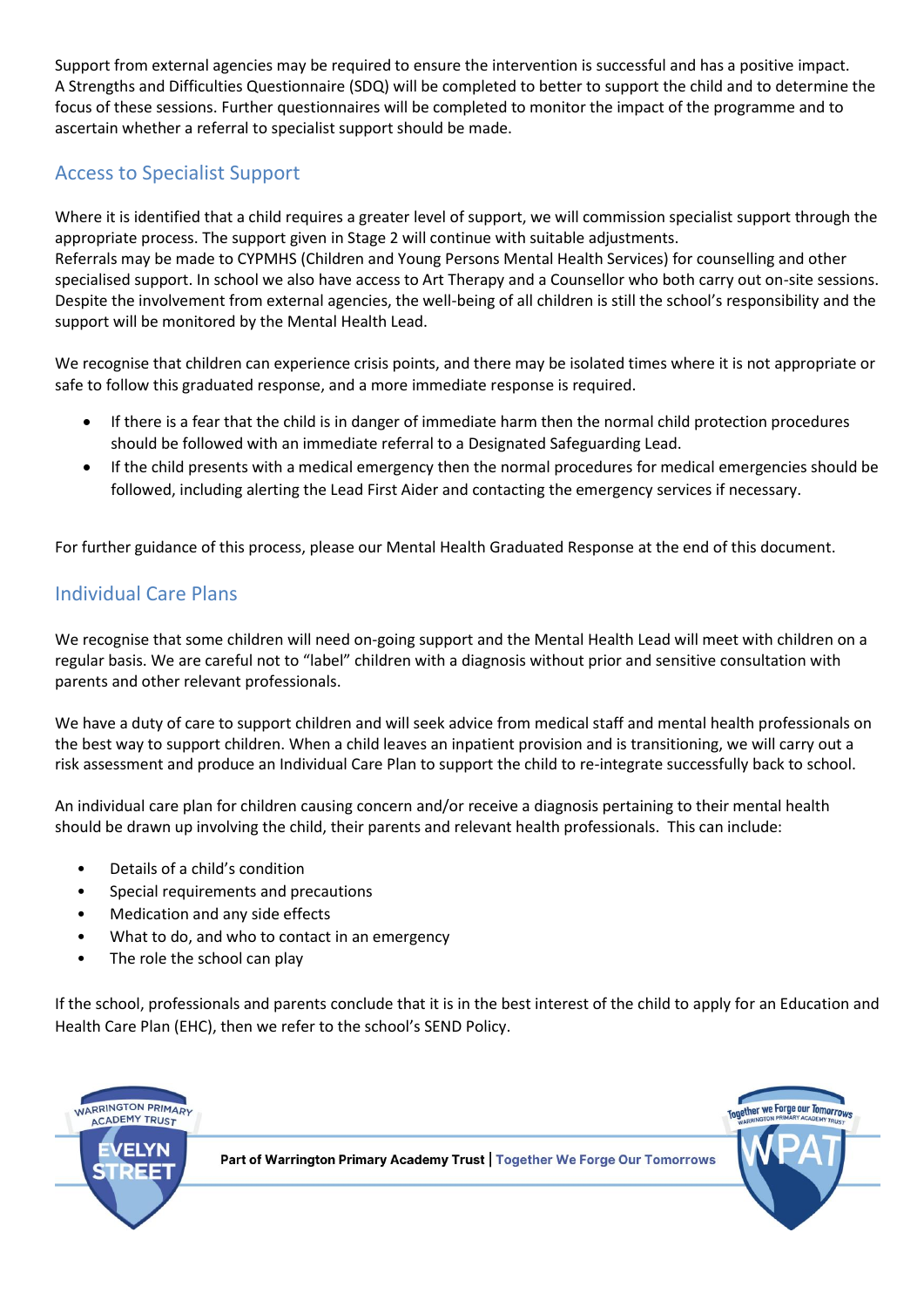Support from external agencies may be required to ensure the intervention is successful and has a positive impact. A Strengths and Difficulties Questionnaire (SDQ) will be completed to better to support the child and to determine the focus of these sessions. Further questionnaires will be completed to monitor the impact of the programme and to ascertain whether a referral to specialist support should be made.

## Access to Specialist Support

Where it is identified that a child requires a greater level of support, we will commission specialist support through the appropriate process. The support given in Stage 2 will continue with suitable adjustments.
Referrals may be made to CYPMHS (Children and Young Persons Mental Health Services) for counselling and other specialised support. In school we also have access to Art Therapy and a Counsellor who both carry out on-site sessions. Despite the involvement from external agencies, the well-being of all children is still the school's responsibility and the support will be monitored by the Mental Health Lead.

We recognise that children can experience crisis points, and there may be isolated times where it is not appropriate or safe to follow this graduated response, and a more immediate response is required.

- If there is a fear that the child is in danger of immediate harm then the normal child protection procedures should be followed with an immediate referral to a Designated Safeguarding Lead.
- If the child presents with a medical emergency then the normal procedures for medical emergencies should be followed, including alerting the Lead First Aider and contacting the emergency services if necessary.

For further guidance of this process, please our Mental Health Graduated Response at the end of this document.

## Individual Care Plans

We recognise that some children will need on-going support and the Mental Health Lead will meet with children on a regular basis. We are careful not to "label" children with a diagnosis without prior and sensitive consultation with parents and other relevant professionals.

We have a duty of care to support children and will seek advice from medical staff and mental health professionals on the best way to support children. When a child leaves an inpatient provision and is transitioning, we will carry out a risk assessment and produce an Individual Care Plan to support the child to re-integrate successfully back to school.

An individual care plan for children causing concern and/or receive a diagnosis pertaining to their mental health should be drawn up involving the child, their parents and relevant health professionals. This can include:

- Details of a child's condition
- Special requirements and precautions
- Medication and any side effects
- What to do, and who to contact in an emergency
- The role the school can play

If the school, professionals and parents conclude that it is in the best interest of the child to apply for an Education and Health Care Plan (EHC), then we refer to the school's SEND Policy.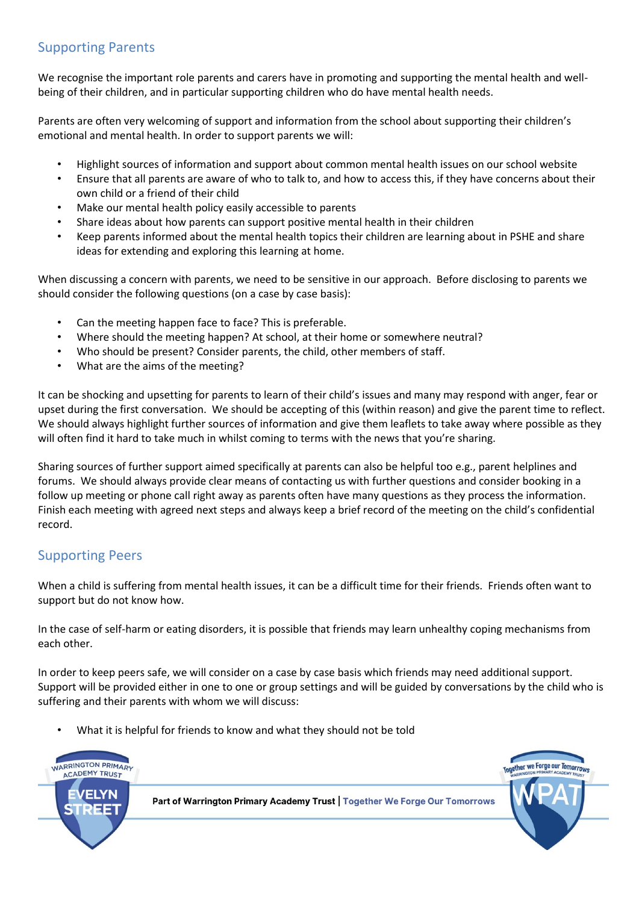## Supporting Parents

We recognise the important role parents and carers have in promoting and supporting the mental health and well-being of their children, and in particular supporting children who do have mental health needs.

Parents are often very welcoming of support and information from the school about supporting their children's emotional and mental health. In order to support parents we will:

- Highlight sources of information and support about common mental health issues on our school website
- Ensure that all parents are aware of who to talk to, and how to access this, if they have concerns about their own child or a friend of their child
- Make our mental health policy easily accessible to parents
- Share ideas about how parents can support positive mental health in their children
- Keep parents informed about the mental health topics their children are learning about in PSHE and share ideas for extending and exploring this learning at home.

When discussing a concern with parents, we need to be sensitive in our approach. Before disclosing to parents we should consider the following questions (on a case by case basis):

- Can the meeting happen face to face? This is preferable.
- Where should the meeting happen? At school, at their home or somewhere neutral?
- Who should be present? Consider parents, the child, other members of staff.
- What are the aims of the meeting?

It can be shocking and upsetting for parents to learn of their child's issues and many may respond with anger, fear or upset during the first conversation. We should be accepting of this (within reason) and give the parent time to reflect. We should always highlight further sources of information and give them leaflets to take away where possible as they will often find it hard to take much in whilst coming to terms with the news that you're sharing.

Sharing sources of further support aimed specifically at parents can also be helpful too e.g., parent helplines and forums. We should always provide clear means of contacting us with further questions and consider booking in a follow up meeting or phone call right away as parents often have many questions as they process the information. Finish each meeting with agreed next steps and always keep a brief record of the meeting on the child's confidential record.

## Supporting Peers

When a child is suffering from mental health issues, it can be a difficult time for their friends. Friends often want to support but do not know how.

In the case of self-harm or eating disorders, it is possible that friends may learn unhealthy coping mechanisms from each other.

In order to keep peers safe, we will consider on a case by case basis which friends may need additional support. Support will be provided either in one to one or group settings and will be guided by conversations by the child who is suffering and their parents with whom we will discuss:

- What it is helpful for friends to know and what they should not be told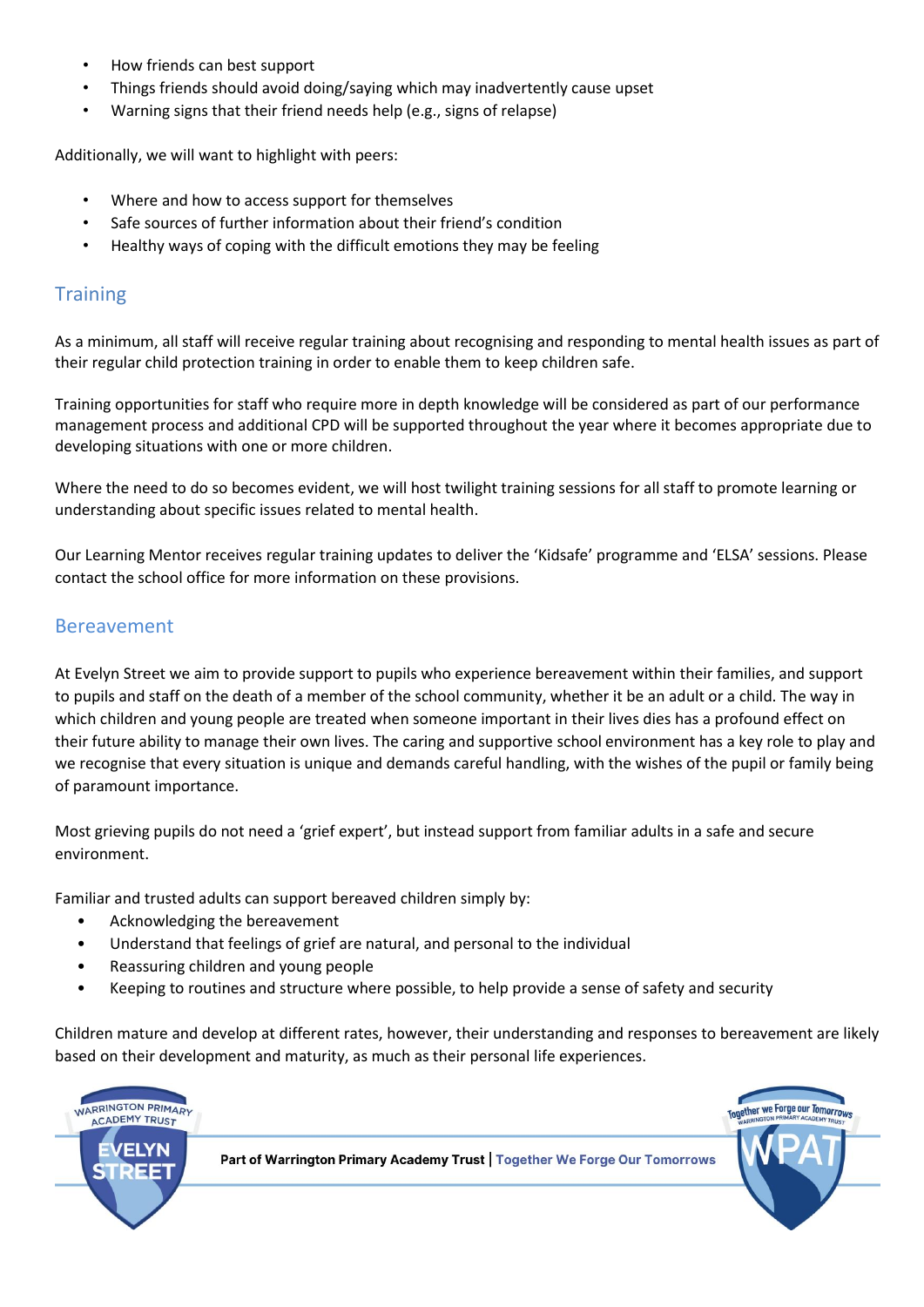- How friends can best support
- Things friends should avoid doing/saying which may inadvertently cause upset
- Warning signs that their friend needs help (e.g., signs of relapse)

Additionally, we will want to highlight with peers:

- Where and how to access support for themselves
- Safe sources of further information about their friend's condition
- Healthy ways of coping with the difficult emotions they may be feeling

## Training

As a minimum, all staff will receive regular training about recognising and responding to mental health issues as part of their regular child protection training in order to enable them to keep children safe.

Training opportunities for staff who require more in depth knowledge will be considered as part of our performance management process and additional CPD will be supported throughout the year where it becomes appropriate due to developing situations with one or more children.

Where the need to do so becomes evident, we will host twilight training sessions for all staff to promote learning or understanding about specific issues related to mental health.

Our Learning Mentor receives regular training updates to deliver the 'Kidsafe' programme and 'ELSA' sessions. Please contact the school office for more information on these provisions.

## Bereavement

At Evelyn Street we aim to provide support to pupils who experience bereavement within their families, and support to pupils and staff on the death of a member of the school community, whether it be an adult or a child. The way in which children and young people are treated when someone important in their lives dies has a profound effect on their future ability to manage their own lives. The caring and supportive school environment has a key role to play and we recognise that every situation is unique and demands careful handling, with the wishes of the pupil or family being of paramount importance.

Most grieving pupils do not need a 'grief expert', but instead support from familiar adults in a safe and secure environment.

Familiar and trusted adults can support bereaved children simply by:

- Acknowledging the bereavement
- Understand that feelings of grief are natural, and personal to the individual
- Reassuring children and young people
- Keeping to routines and structure where possible, to help provide a sense of safety and security

Children mature and develop at different rates, however, their understanding and responses to bereavement are likely based on their development and maturity, as much as their personal life experiences.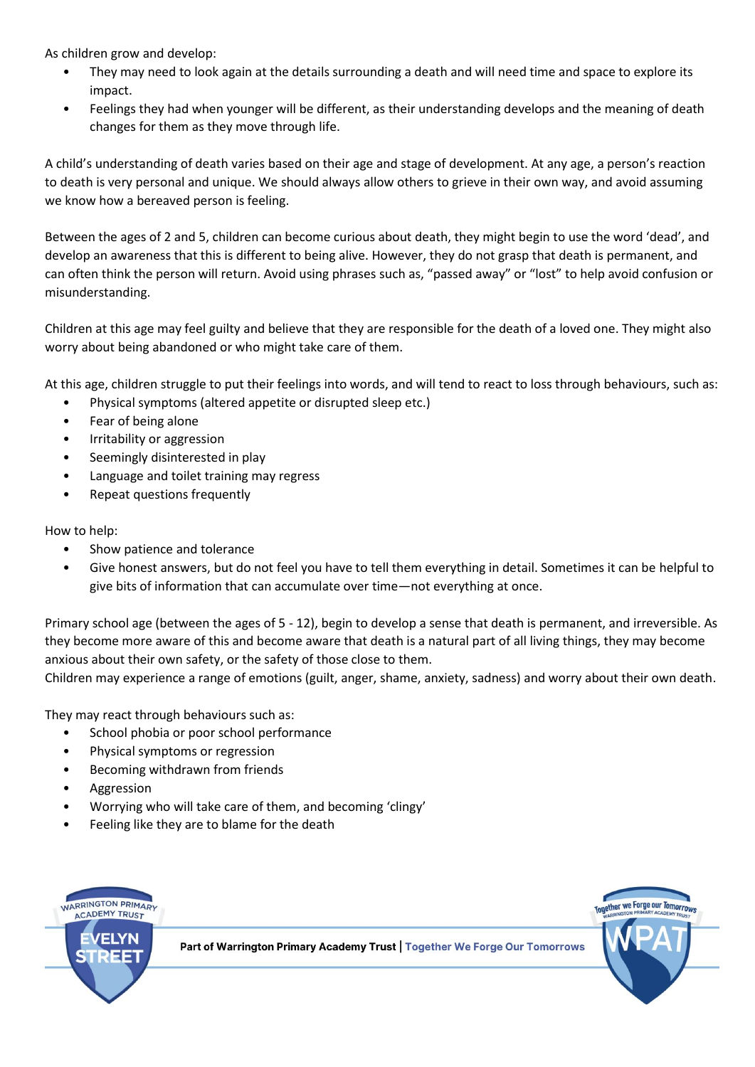As children grow and develop:

- They may need to look again at the details surrounding a death and will need time and space to explore its impact.
- Feelings they had when younger will be different, as their understanding develops and the meaning of death changes for them as they move through life.

A child's understanding of death varies based on their age and stage of development. At any age, a person's reaction to death is very personal and unique. We should always allow others to grieve in their own way, and avoid assuming we know how a bereaved person is feeling.

Between the ages of 2 and 5, children can become curious about death, they might begin to use the word 'dead', and develop an awareness that this is different to being alive. However, they do not grasp that death is permanent, and can often think the person will return. Avoid using phrases such as, "passed away" or "lost" to help avoid confusion or misunderstanding.

Children at this age may feel guilty and believe that they are responsible for the death of a loved one. They might also worry about being abandoned or who might take care of them.

At this age, children struggle to put their feelings into words, and will tend to react to loss through behaviours, such as:

- Physical symptoms (altered appetite or disrupted sleep etc.)
- Fear of being alone
- Irritability or aggression
- Seemingly disinterested in play
- Language and toilet training may regress
- Repeat questions frequently

How to help:

- Show patience and tolerance
- Give honest answers, but do not feel you have to tell them everything in detail. Sometimes it can be helpful to give bits of information that can accumulate over time—not everything at once.

Primary school age (between the ages of 5 - 12), begin to develop a sense that death is permanent, and irreversible. As they become more aware of this and become aware that death is a natural part of all living things, they may become anxious about their own safety, or the safety of those close to them.
Children may experience a range of emotions (guilt, anger, shame, anxiety, sadness) and worry about their own death.

They may react through behaviours such as:

- School phobia or poor school performance
- Physical symptoms or regression
- Becoming withdrawn from friends
- Aggression
- Worrying who will take care of them, and becoming 'clingy'
- Feeling like they are to blame for the death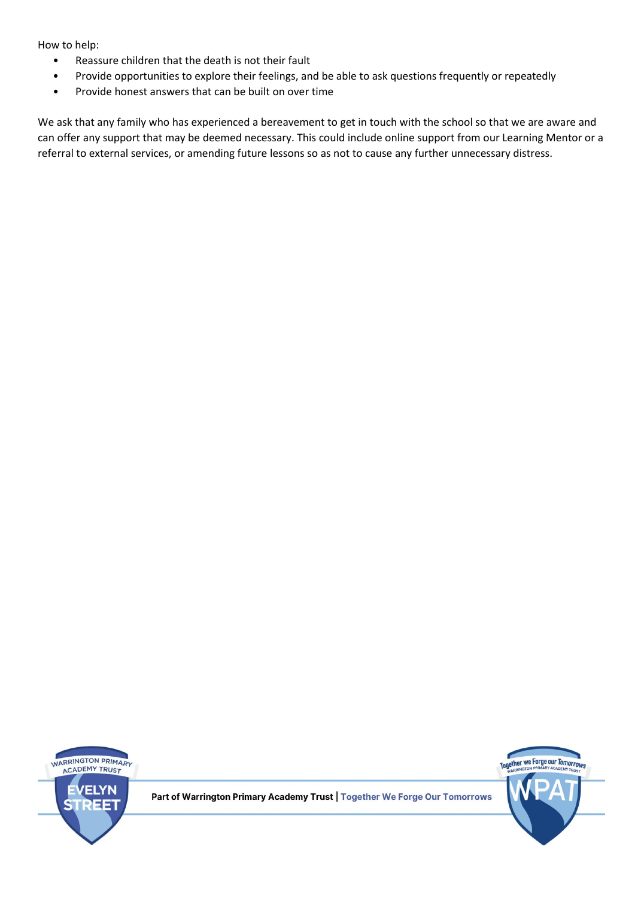How to help:

- Reassure children that the death is not their fault
- Provide opportunities to explore their feelings, and be able to ask questions frequently or repeatedly
- Provide honest answers that can be built on over time

We ask that any family who has experienced a bereavement to get in touch with the school so that we are aware and can offer any support that may be deemed necessary. This could include online support from our Learning Mentor or a referral to external services, or amending future lessons so as not to cause any further unnecessary distress.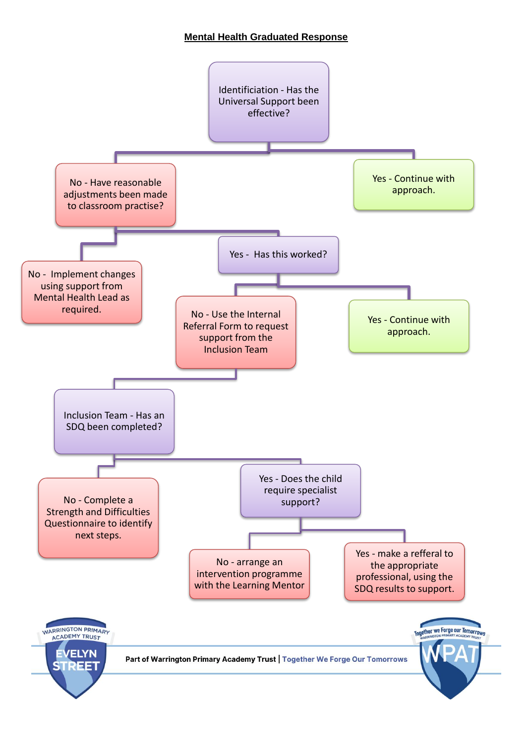**Mental Health Graduated Response**

Identification - Has the Universal Support been effective?

No - Have reasonable adjustments been made to classroom practise?

Yes - Continue with approach.

No - Implement changes using support from Mental Health Lead as required.

Yes - Has this worked?

No - Use the Internal Referral Form to request support from the Inclusion Team

Yes - Continue with approach.

Inclusion Team - Has an SDQ been completed?

No - Complete a Strength and Difficulties Questionnaire to identify next steps.

Yes - Does the child require specialist support?

No - arrange an intervention programme with the Learning Mentor

Yes - make a refferal to the appropriate professional, using the SDQ results to support.

WARRINGTON PRIMARY ACADEMY TRUST EVELYN STREET

Part of Warrington Primary Academy Trust | Together We Forge Our Tomorrows

Together we Forge our Tomorrows WARRINGTON PRIMARY ACADEMY TRUST WPAT